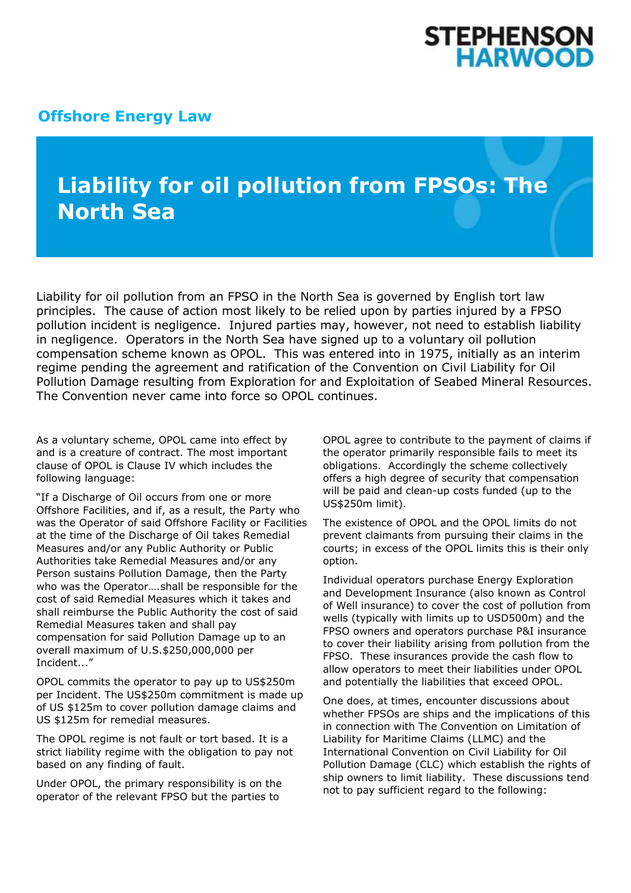STEPHENSON HARWOOD

**Offshore Energy Law**

# Liability for oil pollution from FPSOs: The North Sea

Liability for oil pollution from an FPSO in the North Sea is governed by English tort law principles. The cause of action most likely to be relied upon by parties injured by a FPSO pollution incident is negligence. Injured parties may, however, not need to establish liability in negligence. Operators in the North Sea have signed up to a voluntary oil pollution compensation scheme known as OPOL. This was entered into in 1975, initially as an interim regime pending the agreement and ratification of the Convention on Civil Liability for Oil Pollution Damage resulting from Exploration for and Exploitation of Seabed Mineral Resources. The Convention never came into force so OPOL continues.

As a voluntary scheme, OPOL came into effect by and is a creature of contract. The most important clause of OPOL is Clause IV which includes the following language:

"If a Discharge of Oil occurs from one or more Offshore Facilities, and if, as a result, the Party who was the Operator of said Offshore Facility or Facilities at the time of the Discharge of Oil takes Remedial Measures and/or any Public Authority or Public Authorities take Remedial Measures and/or any Person sustains Pollution Damage, then the Party who was the Operator….shall be responsible for the cost of said Remedial Measures which it takes and shall reimburse the Public Authority the cost of said Remedial Measures taken and shall pay compensation for said Pollution Damage up to an overall maximum of U.S.$250,000,000 per Incident..."

OPOL commits the operator to pay up to US$250m per Incident. The US$250m commitment is made up of US $125m to cover pollution damage claims and US $125m for remedial measures.

The OPOL regime is not fault or tort based. It is a strict liability regime with the obligation to pay not based on any finding of fault.

Under OPOL, the primary responsibility is on the operator of the relevant FPSO but the parties to OPOL agree to contribute to the payment of claims if the operator primarily responsible fails to meet its obligations. Accordingly the scheme collectively offers a high degree of security that compensation will be paid and clean-up costs funded (up to the US$250m limit).

The existence of OPOL and the OPOL limits do not prevent claimants from pursuing their claims in the courts; in excess of the OPOL limits this is their only option.

Individual operators purchase Energy Exploration and Development Insurance (also known as Control of Well insurance) to cover the cost of pollution from wells (typically with limits up to USD500m) and the FPSO owners and operators purchase P&I insurance to cover their liability arising from pollution from the FPSO. These insurances provide the cash flow to allow operators to meet their liabilities under OPOL and potentially the liabilities that exceed OPOL.

One does, at times, encounter discussions about whether FPSOs are ships and the implications of this in connection with The Convention on Limitation of Liability for Maritime Claims (LLMC) and the International Convention on Civil Liability for Oil Pollution Damage (CLC) which establish the rights of ship owners to limit liability. These discussions tend not to pay sufficient regard to the following: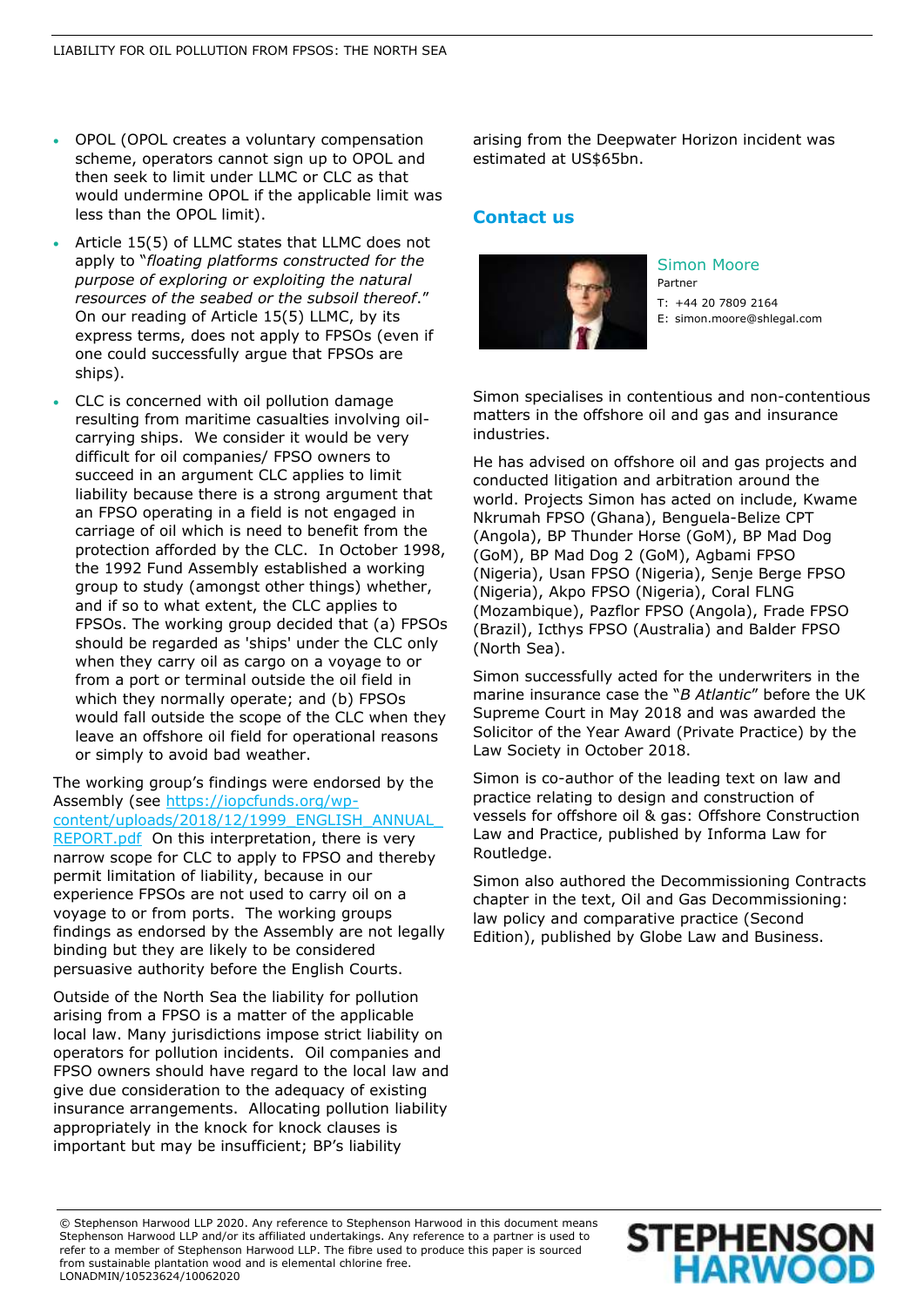- OPOL (OPOL creates a voluntary compensation scheme, operators cannot sign up to OPOL and then seek to limit under LLMC or CLC as that would undermine OPOL if the applicable limit was less than the OPOL limit).
- Article 15(5) of LLMC states that LLMC does not apply to "*floating platforms constructed for the purpose of exploring or exploiting the natural resources of the seabed or the subsoil thereof*." On our reading of Article 15(5) LLMC, by its express terms, does not apply to FPSOs (even if one could successfully argue that FPSOs are ships).
- CLC is concerned with oil pollution damage resulting from maritime casualties involving oil-carrying ships. We consider it would be very difficult for oil companies/ FPSO owners to succeed in an argument CLC applies to limit liability because there is a strong argument that an FPSO operating in a field is not engaged in carriage of oil which is need to benefit from the protection afforded by the CLC. In October 1998, the 1992 Fund Assembly established a working group to study (amongst other things) whether, and if so to what extent, the CLC applies to FPSOs. The working group decided that (a) FPSOs should be regarded as 'ships' under the CLC only when they carry oil as cargo on a voyage to or from a port or terminal outside the oil field in which they normally operate; and (b) FPSOs would fall outside the scope of the CLC when they leave an offshore oil field for operational reasons or simply to avoid bad weather.

The working group's findings were endorsed by the Assembly (see [https://iopcfunds.org/wp-content/uploads/2018/12/1999_ENGLISH_ANNUAL_REPORT.pdf](https://iopcfunds.org/wp-content/uploads/2018/12/1999_ENGLISH_ANNUAL_REPORT.pdf) On this interpretation, there is very narrow scope for CLC to apply to FPSO and thereby permit limitation of liability, because in our experience FPSOs are not used to carry oil on a voyage to or from ports. The working groups findings as endorsed by the Assembly are not legally binding but they are likely to be considered persuasive authority before the English Courts.

Outside of the North Sea the liability for pollution arising from a FPSO is a matter of the applicable local law. Many jurisdictions impose strict liability on operators for pollution incidents. Oil companies and FPSO owners should have regard to the local law and give due consideration to the adequacy of existing insurance arrangements. Allocating pollution liability appropriately in the knock for knock clauses is important but may be insufficient; BP's liability arising from the Deepwater Horizon incident was estimated at US$65bn.

## Contact us

**Simon Moore**
Partner
T: +44 20 7809 2164
E: simon.moore@shlegal.com

Simon specialises in contentious and non-contentious matters in the offshore oil and gas and insurance industries.

He has advised on offshore oil and gas projects and conducted litigation and arbitration around the world. Projects Simon has acted on include, Kwame Nkrumah FPSO (Ghana), Benguela-Belize CPT (Angola), BP Thunder Horse (GoM), BP Mad Dog (GoM), BP Mad Dog 2 (GoM), Agbami FPSO (Nigeria), Usan FPSO (Nigeria), Senje Berge FPSO (Nigeria), Akpo FPSO (Nigeria), Coral FLNG (Mozambique), Pazflor FPSO (Angola), Frade FPSO (Brazil), Icthys FPSO (Australia) and Balder FPSO (North Sea).

Simon successfully acted for the underwriters in the marine insurance case the "*B Atlantic*" before the UK Supreme Court in May 2018 and was awarded the Solicitor of the Year Award (Private Practice) by the Law Society in October 2018.

Simon is co-author of the leading text on law and practice relating to design and construction of vessels for offshore oil & gas: Offshore Construction Law and Practice, published by Informa Law for Routledge.

Simon also authored the Decommissioning Contracts chapter in the text, Oil and Gas Decommissioning: law policy and comparative practice (Second Edition), published by Globe Law and Business.

© Stephenson Harwood LLP 2020. Any reference to Stephenson Harwood in this document means Stephenson Harwood LLP and/or its affiliated undertakings. Any reference to a partner is used to refer to a member of Stephenson Harwood LLP. The fibre used to produce this paper is sourced from sustainable plantation wood and is elemental chlorine free.
LONADMIN/10523624/10062020